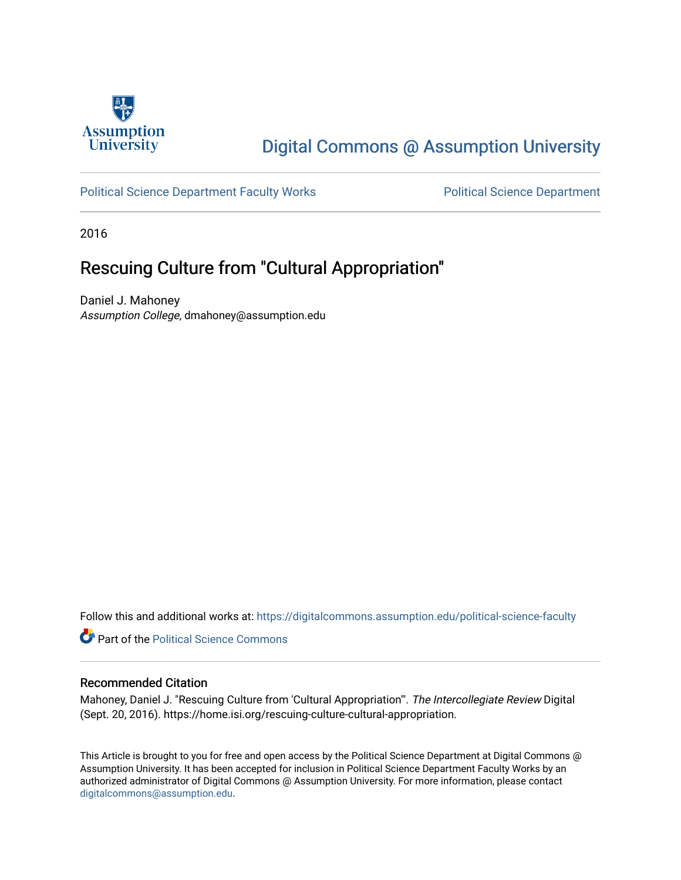Assumption University

# Digital Commons @ Assumption University

Political Science Department Faculty Works

Political Science Department

2016

## Rescuing Culture from "Cultural Appropriation"

Daniel J. Mahoney
*Assumption College*, dmahoney@assumption.edu

Follow this and additional works at: https://digitalcommons.assumption.edu/political-science-faculty

Part of the Political Science Commons

### Recommended Citation

Mahoney, Daniel J. "Rescuing Culture from 'Cultural Appropriation'". *The Intercollegiate Review* Digital (Sept. 20, 2016). https://home.isi.org/rescuing-culture-cultural-appropriation.

This Article is brought to you for free and open access by the Political Science Department at Digital Commons @ Assumption University. It has been accepted for inclusion in Political Science Department Faculty Works by an authorized administrator of Digital Commons @ Assumption University. For more information, please contact digitalcommons@assumption.edu.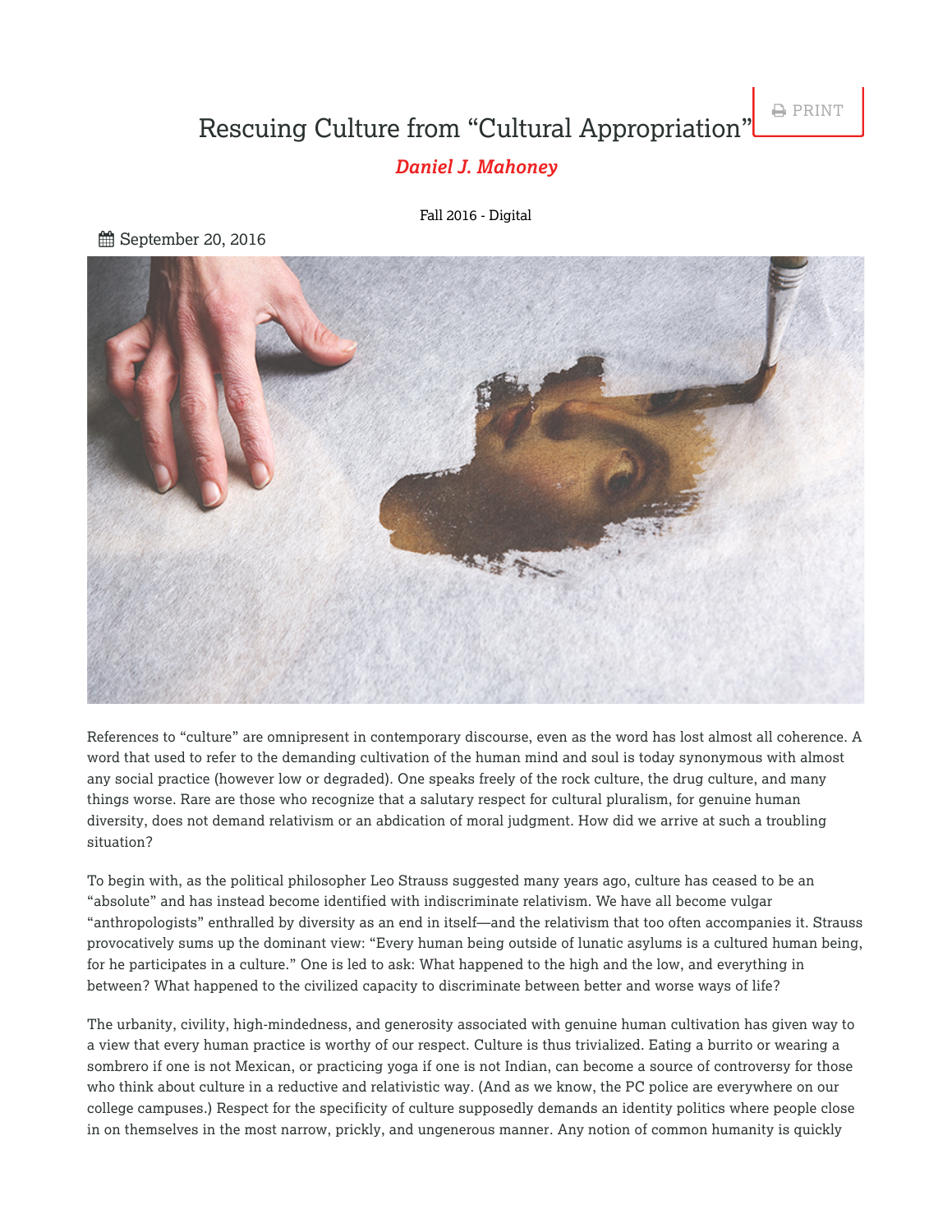# Rescuing Culture from "Cultural Appropriation"

***Daniel J. Mahoney***

Fall 2016 - Digital

September 20, 2016

References to "culture" are omnipresent in contemporary discourse, even as the word has lost almost all coherence. A word that used to refer to the demanding cultivation of the human mind and soul is today synonymous with almost any social practice (however low or degraded). One speaks freely of the rock culture, the drug culture, and many things worse. Rare are those who recognize that a salutary respect for cultural pluralism, for genuine human diversity, does not demand relativism or an abdication of moral judgment. How did we arrive at such a troubling situation?

To begin with, as the political philosopher Leo Strauss suggested many years ago, culture has ceased to be an "absolute" and has instead become identified with indiscriminate relativism. We have all become vulgar "anthropologists" enthralled by diversity as an end in itself—and the relativism that too often accompanies it. Strauss provocatively sums up the dominant view: "Every human being outside of lunatic asylums is a cultured human being, for he participates in a culture." One is led to ask: What happened to the high and the low, and everything in between? What happened to the civilized capacity to discriminate between better and worse ways of life?

The urbanity, civility, high-mindedness, and generosity associated with genuine human cultivation has given way to a view that every human practice is worthy of our respect. Culture is thus trivialized. Eating a burrito or wearing a sombrero if one is not Mexican, or practicing yoga if one is not Indian, can become a source of controversy for those who think about culture in a reductive and relativistic way. (And as we know, the PC police are everywhere on our college campuses.) Respect for the specificity of culture supposedly demands an identity politics where people close in on themselves in the most narrow, prickly, and ungenerous manner. Any notion of common humanity is quickly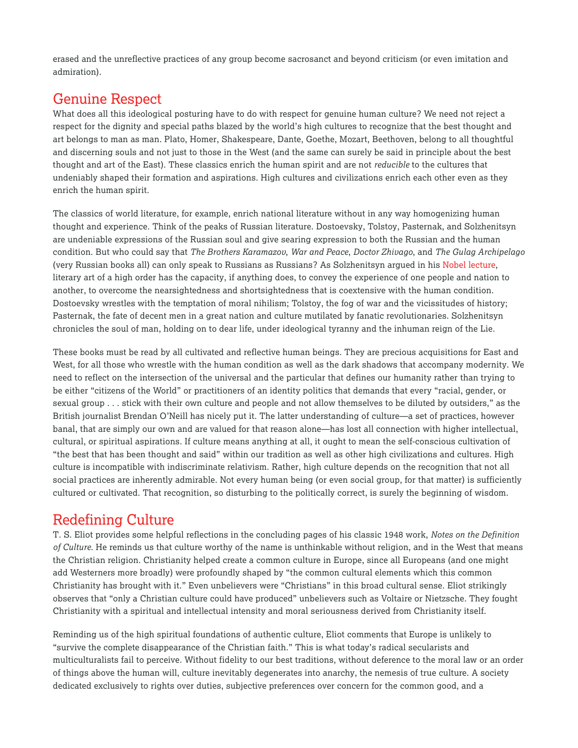erased and the unreflective practices of any group become sacrosanct and beyond criticism (or even imitation and admiration).

## Genuine Respect

What does all this ideological posturing have to do with respect for genuine human culture? We need not reject a respect for the dignity and special paths blazed by the world's high cultures to recognize that the best thought and art belongs to man as man. Plato, Homer, Shakespeare, Dante, Goethe, Mozart, Beethoven, belong to all thoughtful and discerning souls and not just to those in the West (and the same can surely be said in principle about the best thought and art of the East). These classics enrich the human spirit and are not *reducible* to the cultures that undeniably shaped their formation and aspirations. High cultures and civilizations enrich each other even as they enrich the human spirit.

The classics of world literature, for example, enrich national literature without in any way homogenizing human thought and experience. Think of the peaks of Russian literature. Dostoevsky, Tolstoy, Pasternak, and Solzhenitsyn are undeniable expressions of the Russian soul and give searing expression to both the Russian and the human condition. But who could say that *The Brothers Karamazov*, *War and Peace*, *Doctor Zhivago*, and *The Gulag Archipelago* (very Russian books all) can only speak to Russians as Russians? As Solzhenitsyn argued in his Nobel lecture, literary art of a high order has the capacity, if anything does, to convey the experience of one people and nation to another, to overcome the nearsightedness and shortsightedness that is coextensive with the human condition. Dostoevsky wrestles with the temptation of moral nihilism; Tolstoy, the fog of war and the vicissitudes of history; Pasternak, the fate of decent men in a great nation and culture mutilated by fanatic revolutionaries. Solzhenitsyn chronicles the soul of man, holding on to dear life, under ideological tyranny and the inhuman reign of the Lie.

These books must be read by all cultivated and reflective human beings. They are precious acquisitions for East and West, for all those who wrestle with the human condition as well as the dark shadows that accompany modernity. We need to reflect on the intersection of the universal and the particular that defines our humanity rather than trying to be either "citizens of the World" or practitioners of an identity politics that demands that every "racial, gender, or sexual group . . . stick with their own culture and people and not allow themselves to be diluted by outsiders," as the British journalist Brendan O'Neill has nicely put it. The latter understanding of culture—a set of practices, however banal, that are simply our own and are valued for that reason alone—has lost all connection with higher intellectual, cultural, or spiritual aspirations. If culture means anything at all, it ought to mean the self-conscious cultivation of "the best that has been thought and said" within our tradition as well as other high civilizations and cultures. High culture is incompatible with indiscriminate relativism. Rather, high culture depends on the recognition that not all social practices are inherently admirable. Not every human being (or even social group, for that matter) is sufficiently cultured or cultivated. That recognition, so disturbing to the politically correct, is surely the beginning of wisdom.

## Redefining Culture

T. S. Eliot provides some helpful reflections in the concluding pages of his classic 1948 work, *Notes on the Definition of Culture.* He reminds us that culture worthy of the name is unthinkable without religion, and in the West that means the Christian religion. Christianity helped create a common culture in Europe, since all Europeans (and one might add Westerners more broadly) were profoundly shaped by "the common cultural elements which this common Christianity has brought with it." Even unbelievers were "Christians" in this broad cultural sense. Eliot strikingly observes that "only a Christian culture could have produced" unbelievers such as Voltaire or Nietzsche. They fought Christianity with a spiritual and intellectual intensity and moral seriousness derived from Christianity itself.

Reminding us of the high spiritual foundations of authentic culture, Eliot comments that Europe is unlikely to "survive the complete disappearance of the Christian faith." This is what today's radical secularists and multiculturalists fail to perceive. Without fidelity to our best traditions, without deference to the moral law or an order of things above the human will, culture inevitably degenerates into anarchy, the nemesis of true culture. A society dedicated exclusively to rights over duties, subjective preferences over concern for the common good, and a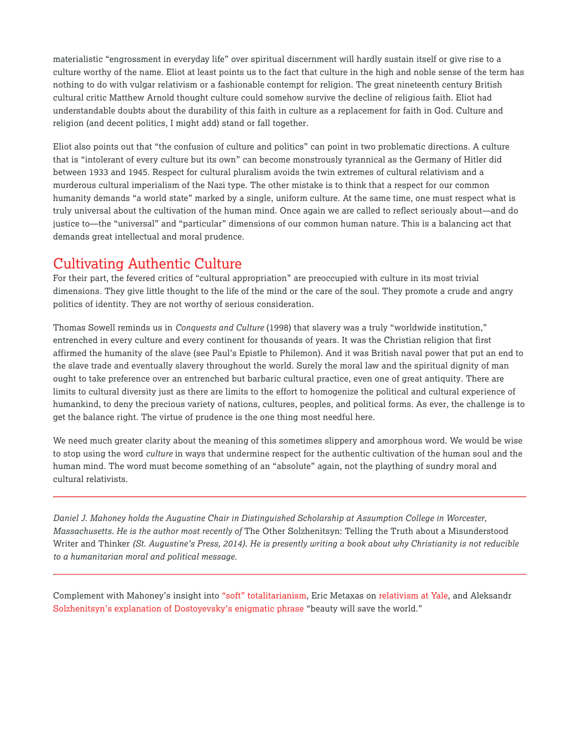materialistic "engrossment in everyday life" over spiritual discernment will hardly sustain itself or give rise to a culture worthy of the name. Eliot at least points us to the fact that culture in the high and noble sense of the term has nothing to do with vulgar relativism or a fashionable contempt for religion. The great nineteenth century British cultural critic Matthew Arnold thought culture could somehow survive the decline of religious faith. Eliot had understandable doubts about the durability of this faith in culture as a replacement for faith in God. Culture and religion (and decent politics, I might add) stand or fall together.

Eliot also points out that "the confusion of culture and politics" can point in two problematic directions. A culture that is "intolerant of every culture but its own" can become monstrously tyrannical as the Germany of Hitler did between 1933 and 1945. Respect for cultural pluralism avoids the twin extremes of cultural relativism and a murderous cultural imperialism of the Nazi type. The other mistake is to think that a respect for our common humanity demands "a world state" marked by a single, uniform culture. At the same time, one must respect what is truly universal about the cultivation of the human mind. Once again we are called to reflect seriously about—and do justice to—the "universal" and "particular" dimensions of our common human nature. This is a balancing act that demands great intellectual and moral prudence.

## Cultivating Authentic Culture

For their part, the fevered critics of "cultural appropriation" are preoccupied with culture in its most trivial dimensions. They give little thought to the life of the mind or the care of the soul. They promote a crude and angry politics of identity. They are not worthy of serious consideration.

Thomas Sowell reminds us in *Conquests and Culture* (1998) that slavery was a truly "worldwide institution," entrenched in every culture and every continent for thousands of years. It was the Christian religion that first affirmed the humanity of the slave (see Paul's Epistle to Philemon). And it was British naval power that put an end to the slave trade and eventually slavery throughout the world. Surely the moral law and the spiritual dignity of man ought to take preference over an entrenched but barbaric cultural practice, even one of great antiquity. There are limits to cultural diversity just as there are limits to the effort to homogenize the political and cultural experience of humankind, to deny the precious variety of nations, cultures, peoples, and political forms. As ever, the challenge is to get the balance right. The virtue of prudence is the one thing most needful here.

We need much greater clarity about the meaning of this sometimes slippery and amorphous word. We would be wise to stop using the word *culture* in ways that undermine respect for the authentic cultivation of the human soul and the human mind. The word must become something of an "absolute" again, not the plaything of sundry moral and cultural relativists.

---

*Daniel J. Mahoney holds the Augustine Chair in Distinguished Scholarship at Assumption College in Worcester, Massachusetts. He is the author most recently of* The Other Solzhenitsyn: Telling the Truth about a Misunderstood Writer and Thinker *(St. Augustine's Press, 2014). He is presently writing a book about why Christianity is not reducible to a humanitarian moral and political message.*

---

Complement with Mahoney's insight into "soft" totalitarianism, Eric Metaxas on relativism at Yale, and Aleksandr Solzhenitsyn's explanation of Dostoyevsky's enigmatic phrase "beauty will save the world."